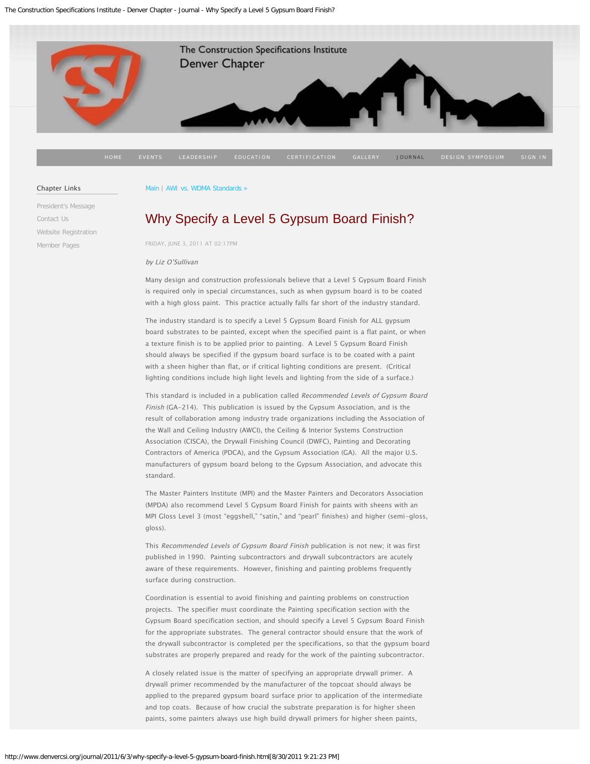Main | AWI vs. WDMA Standards »

# Why Specify a Level 5 Gypsum Board Finish?

FRIDAY, JUNE 3, 2011 AT 02:17PM

*by Liz O'Sullivan*

Many design and construction professionals believe that a Level 5 Gypsum Board Finish is required only in special circumstances, such as when gypsum board is to be coated with a high gloss paint. This practice actually falls far short of the industry standard.

The industry standard is to specify a Level 5 Gypsum Board Finish for ALL gypsum board substrates to be painted, except when the specified paint is a flat paint, or when a texture finish is to be applied prior to painting. A Level 5 Gypsum Board Finish should always be specified if the gypsum board surface is to be coated with a paint with a sheen higher than flat, or if critical lighting conditions are present. (Critical lighting conditions include high light levels and lighting from the side of a surface.)

This standard is included in a publication called *Recommended Levels of Gypsum Board Finish* (GA-214). This publication is issued by the Gypsum Association, and is the result of collaboration among industry trade organizations including the Association of the Wall and Ceiling Industry (AWCI), the Ceiling & Interior Systems Construction Association (CISCA), the Drywall Finishing Council (DWFC), Painting and Decorating Contractors of America (PDCA), and the Gypsum Association (GA). All the major U.S. manufacturers of gypsum board belong to the Gypsum Association, and advocate this standard.

The Master Painters Institute (MPI) and the Master Painters and Decorators Association (MPDA) also recommend Level 5 Gypsum Board Finish for paints with sheens with an MPI Gloss Level 3 (most "eggshell," "satin," and "pearl" finishes) and higher (semi-gloss, gloss).

This *Recommended Levels of Gypsum Board Finish* publication is not new; it was first published in 1990. Painting subcontractors and drywall subcontractors are acutely aware of these requirements. However, finishing and painting problems frequently surface during construction.

Coordination is essential to avoid finishing and painting problems on construction projects. The specifier must coordinate the Painting specification section with the Gypsum Board specification section, and should specify a Level 5 Gypsum Board Finish for the appropriate substrates. The general contractor should ensure that the work of the drywall subcontractor is completed per the specifications, so that the gypsum board substrates are properly prepared and ready for the work of the painting subcontractor.

A closely related issue is the matter of specifying an appropriate drywall primer. A drywall primer recommended by the manufacturer of the topcoat should always be applied to the prepared gypsum board surface prior to application of the intermediate and top coats. Because of how crucial the substrate preparation is for higher sheen paints, some painters always use high build drywall primers for higher sheen paints,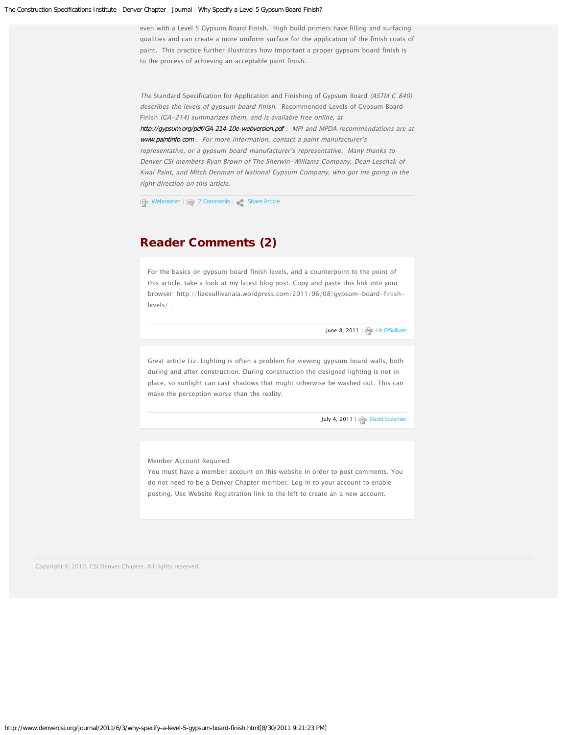even with a Level 5 Gypsum Board Finish. High build primers have filling and surfacing qualities and can create a more uniform surface for the application of the finish coats of paint. This practice further illustrates how important a proper gypsum board finish is to the process of achieving an acceptable paint finish.

*The* Standard Specification for Application and Finishing of Gypsum Board *(ASTM C 840) describes the levels of gypsum board finish.* Recommended Levels of Gypsum Board Finish *(GA-214) summarizes them, and is available free online, at* http://gypsum.org/pdf/GA-214-10e-webversion.pdf *. MPI and MPDA recommendations are at* www.paintinfo.com *. For more information, contact a paint manufacturer's representative, or a gypsum board manufacturer's representative. Many thanks to Denver CSI members Ryan Brown of The Sherwin-Williams Company, Dean Leschak of Kwal Paint, and Mitch Denman of National Gypsum Company, who got me going in the right direction on this article.*

Webmaster | 2 Comments | Share Article

## Reader Comments (2)

For the basics on gypsum board finish levels, and a counterpoint to the point of this article, take a look at my latest blog post. Copy and paste this link into your browser: http://lizosullivanaia.wordpress.com/2011/06/08/gypsum-board-finish-levels/ .

June 8, 2011 | Liz O'Sullivan

Great article Liz. Lighting is often a problem for viewing gypsum board walls, both during and after construction. During construction the designed lighting is not in place, so sunlight can cast shadows that might otherwise be washed out. This can make the perception worse than the reality.

July 4, 2011 | David Stutzman

Member Account Required

You must have a member account on this website in order to post comments. You do not need to be a Denver Chapter member. Log in to your account to enable posting. Use Website Registration link to the left to create an a new account.

Copyright © 2010, CSI Denver Chapter. All rights reserved.